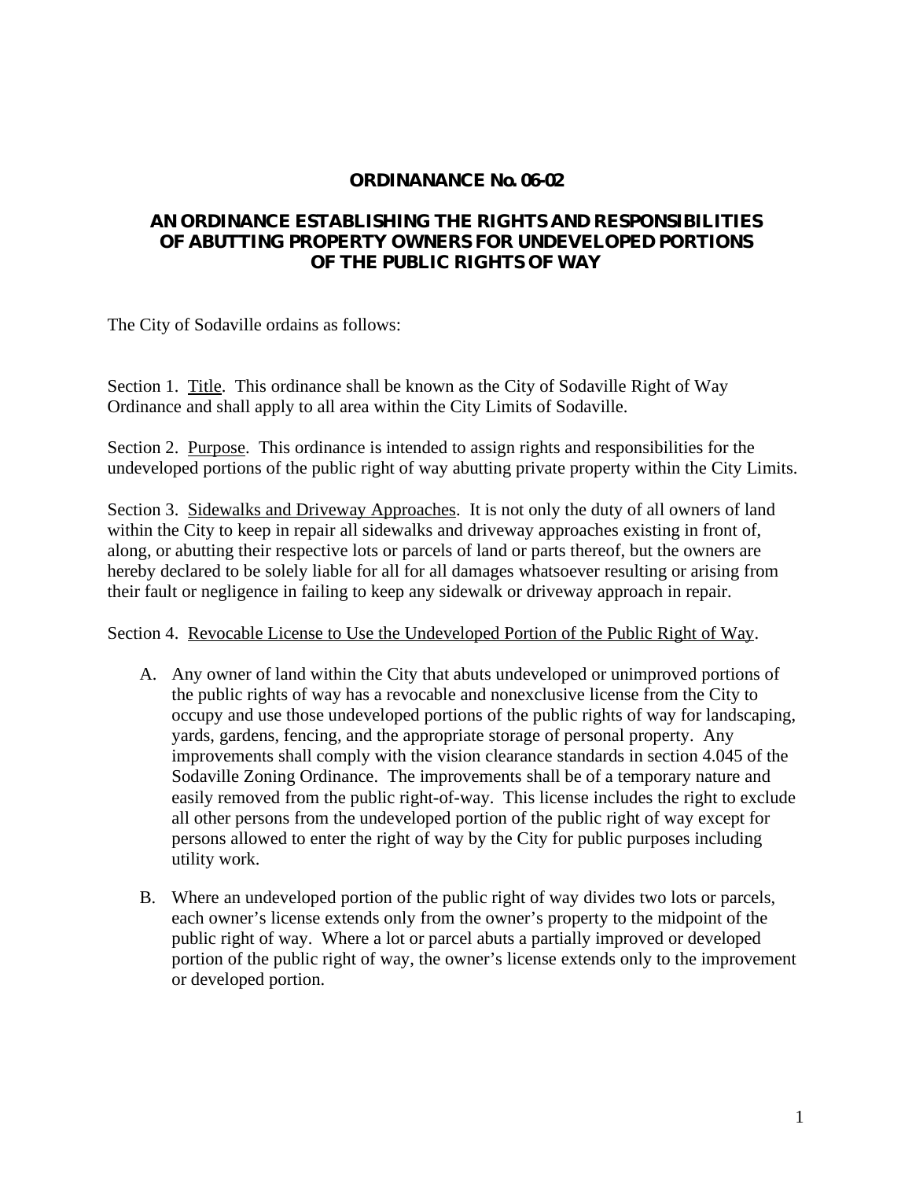# ORDINANANCE No. 06-02

## AN ORDINANCE ESTABLISHING THE RIGHTS AND RESPONSIBILITIES OF ABUTTING PROPERTY OWNERS FOR UNDEVELOPED PORTIONS OF THE PUBLIC RIGHTS OF WAY

The City of Sodaville ordains as follows:

Section 1. Title. This ordinance shall be known as the City of Sodaville Right of Way Ordinance and shall apply to all area within the City Limits of Sodaville.

Section 2. Purpose. This ordinance is intended to assign rights and responsibilities for the undeveloped portions of the public right of way abutting private property within the City Limits.

Section 3. Sidewalks and Driveway Approaches. It is not only the duty of all owners of land within the City to keep in repair all sidewalks and driveway approaches existing in front of, along, or abutting their respective lots or parcels of land or parts thereof, but the owners are hereby declared to be solely liable for all for all damages whatsoever resulting or arising from their fault or negligence in failing to keep any sidewalk or driveway approach in repair.

Section 4. Revocable License to Use the Undeveloped Portion of the Public Right of Way.

A. Any owner of land within the City that abuts undeveloped or unimproved portions of the public rights of way has a revocable and nonexclusive license from the City to occupy and use those undeveloped portions of the public rights of way for landscaping, yards, gardens, fencing, and the appropriate storage of personal property. Any improvements shall comply with the vision clearance standards in section 4.045 of the Sodaville Zoning Ordinance. The improvements shall be of a temporary nature and easily removed from the public right-of-way. This license includes the right to exclude all other persons from the undeveloped portion of the public right of way except for persons allowed to enter the right of way by the City for public purposes including utility work.

B. Where an undeveloped portion of the public right of way divides two lots or parcels, each owner's license extends only from the owner's property to the midpoint of the public right of way. Where a lot or parcel abuts a partially improved or developed portion of the public right of way, the owner's license extends only to the improvement or developed portion.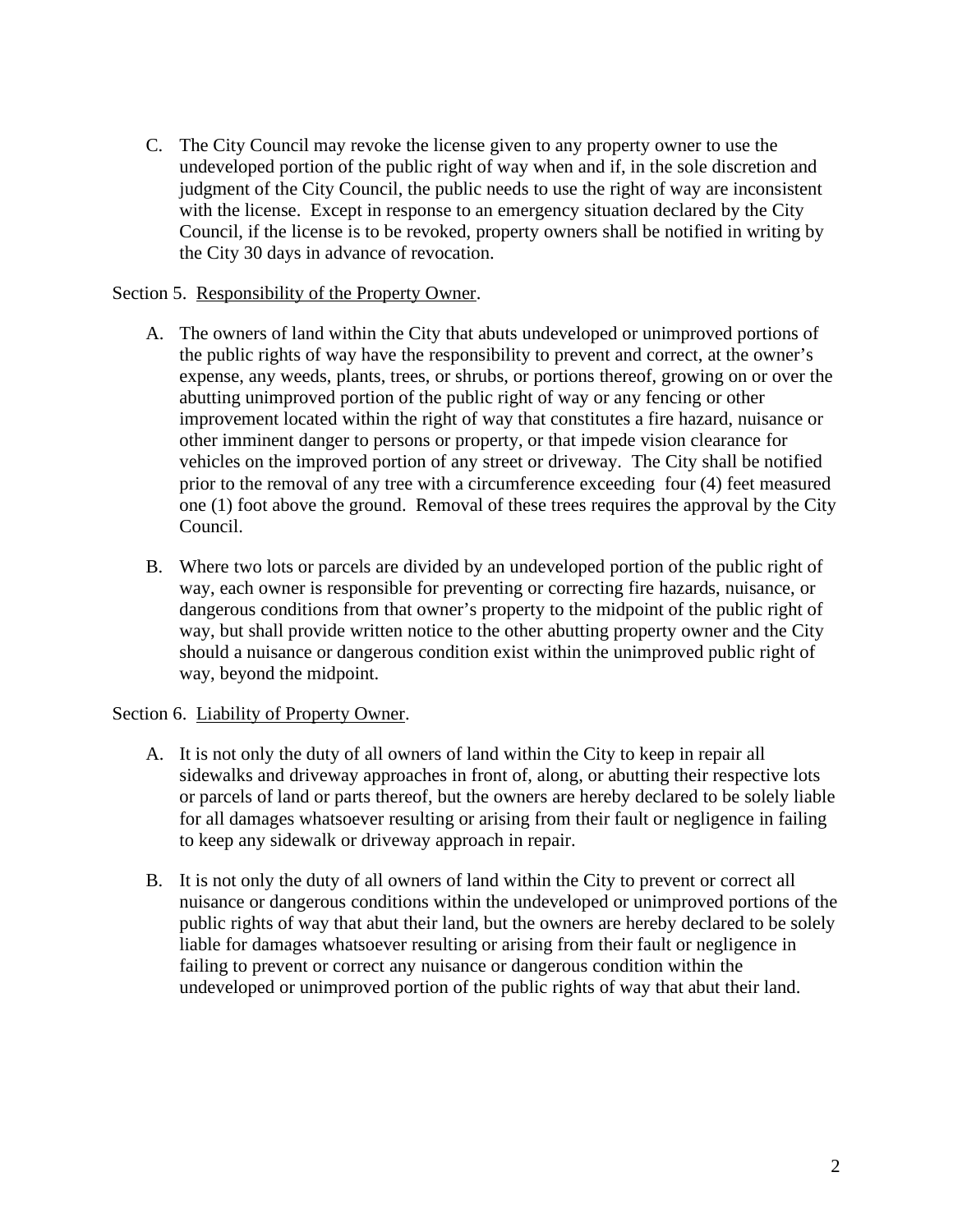C. The City Council may revoke the license given to any property owner to use the undeveloped portion of the public right of way when and if, in the sole discretion and judgment of the City Council, the public needs to use the right of way are inconsistent with the license. Except in response to an emergency situation declared by the City Council, if the license is to be revoked, property owners shall be notified in writing by the City 30 days in advance of revocation.

Section 5. Responsibility of the Property Owner.

A. The owners of land within the City that abuts undeveloped or unimproved portions of the public rights of way have the responsibility to prevent and correct, at the owner's expense, any weeds, plants, trees, or shrubs, or portions thereof, growing on or over the abutting unimproved portion of the public right of way or any fencing or other improvement located within the right of way that constitutes a fire hazard, nuisance or other imminent danger to persons or property, or that impede vision clearance for vehicles on the improved portion of any street or driveway. The City shall be notified prior to the removal of any tree with a circumference exceeding four (4) feet measured one (1) foot above the ground. Removal of these trees requires the approval by the City Council.

B. Where two lots or parcels are divided by an undeveloped portion of the public right of way, each owner is responsible for preventing or correcting fire hazards, nuisance, or dangerous conditions from that owner's property to the midpoint of the public right of way, but shall provide written notice to the other abutting property owner and the City should a nuisance or dangerous condition exist within the unimproved public right of way, beyond the midpoint.

Section 6. Liability of Property Owner.

A. It is not only the duty of all owners of land within the City to keep in repair all sidewalks and driveway approaches in front of, along, or abutting their respective lots or parcels of land or parts thereof, but the owners are hereby declared to be solely liable for all damages whatsoever resulting or arising from their fault or negligence in failing to keep any sidewalk or driveway approach in repair.

B. It is not only the duty of all owners of land within the City to prevent or correct all nuisance or dangerous conditions within the undeveloped or unimproved portions of the public rights of way that abut their land, but the owners are hereby declared to be solely liable for damages whatsoever resulting or arising from their fault or negligence in failing to prevent or correct any nuisance or dangerous condition within the undeveloped or unimproved portion of the public rights of way that abut their land.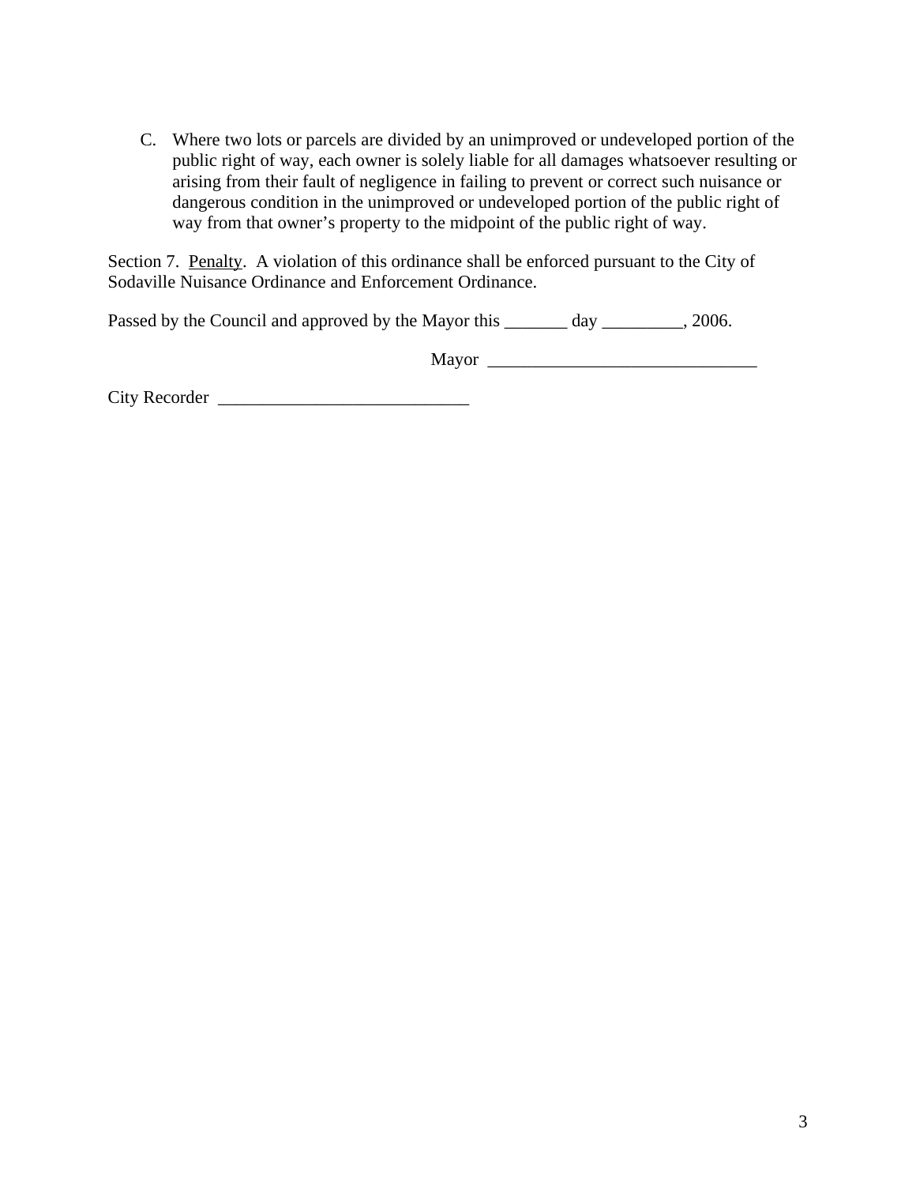C. Where two lots or parcels are divided by an unimproved or undeveloped portion of the public right of way, each owner is solely liable for all damages whatsoever resulting or arising from their fault of negligence in failing to prevent or correct such nuisance or dangerous condition in the unimproved or undeveloped portion of the public right of way from that owner's property to the midpoint of the public right of way.

Section 7. Penalty. A violation of this ordinance shall be enforced pursuant to the City of Sodaville Nuisance Ordinance and Enforcement Ordinance.

Passed by the Council and approved by the Mayor this _______ day _________, 2006.

Mayor ______________________________

City Recorder ____________________________